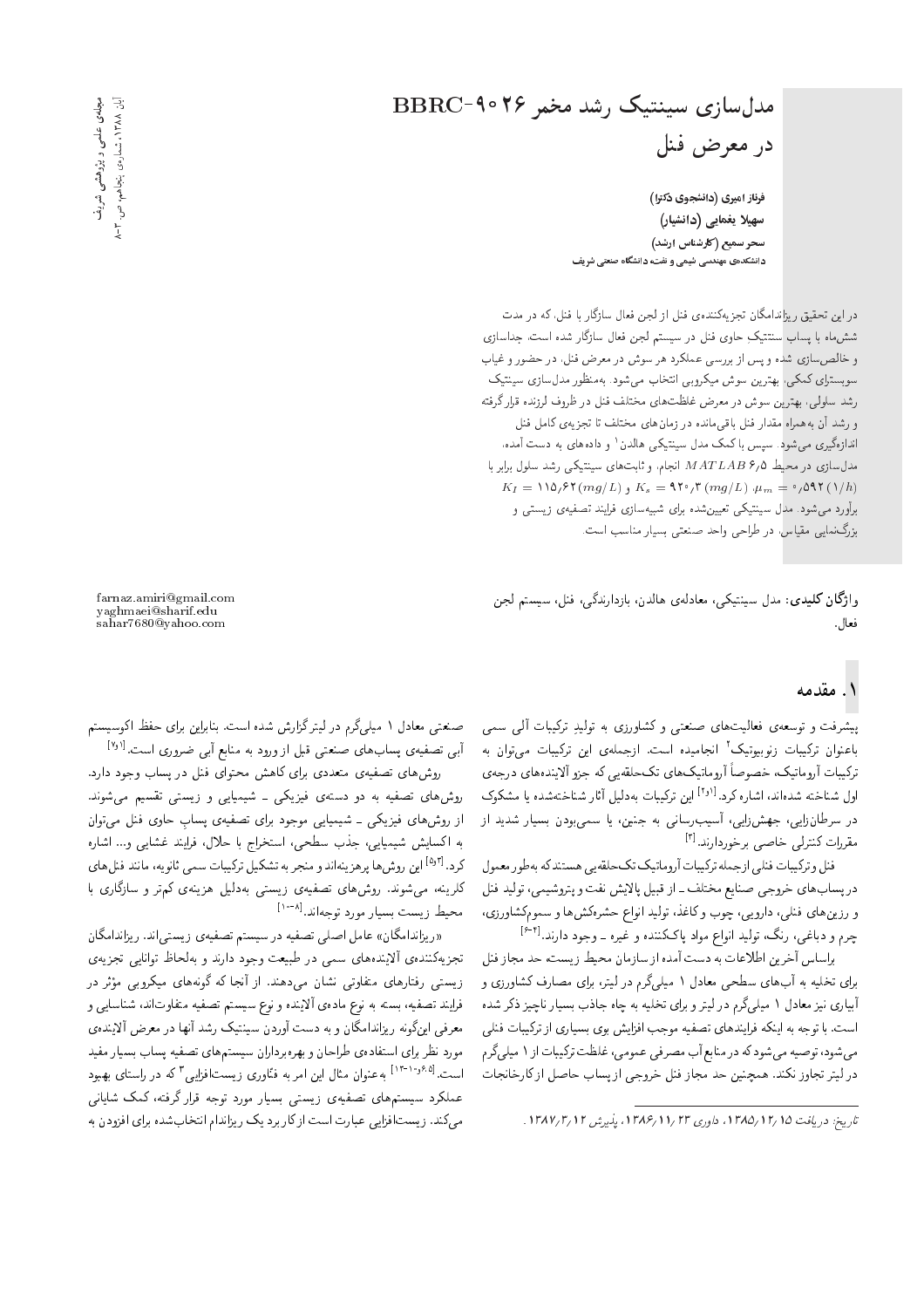# مدل‌سازی سینتیک رشد مخمر BBRC-۹۰۲۶ در معرض فنل

**فرناز امیری (دانشجوی دکترا)**
**سهیلا یغمایی (دانشیار)**
**سحر سمیع (کارشناس ارشد)**
**دانشکده‌ی مهندسی شیمی و نفت دانشگاه صنعتی شریف**

در این تحقیق ریزاندامگان تجزیه‌کننده‌ی فنل از لجن فعال سازگار با فنل، که در مدت شش‌ماه با پساب سنتتیک حاوی فنل در سیستم لجن فعال سازگار شده است، جداسازی و خالص‌سازی شده و پس از بررسی عملکرد هر سوش در معرض فنل، در حضور و غیاب سوبسترای کمکی، بهترین سوش میکروبی انتخاب می‌شود. به‌منظور مدل‌سازی سینتیک رشد سلولی، بهترین سوش در معرض غلظت‌های مختلف فنل در ظروف لرزنده قرار گرفته و رشد آن به‌همراه مقدار فنل باقی‌مانده در زمان‌های مختلف تا تجزیه‌ی کامل فنل اندازه‌گیری می‌شود. سپس با کمک مدل سینتیکی هالدن[۱] و داده‌های به دست آمده، مدل‌سازی در محیط $MATLAB$ ۶٫۵ انجام، و ثابت‌های سینتیکی رشد سلول برابر با $\mu_m = ۰٫۵۹۲\,(1/h)$، $K_s = ۹۲۰٫۳\,(mg/L)$ و $K_I = ۱۱۵٫۶۲\,(mg/L)$ برآورد می‌شود. مدل سینتیکی تعیین‌شده برای شبیه‌سازی فرایند تصفیه‌ی زیستی و بزرگ‌نمایی مقیاس، در طراحی واحد صنعتی بسیار مناسب است.

**واژگان کلیدی:** مدل سینتیکی، معادله‌ی هالدن، بازدارندگی، فنل، سیستم لجن فعال.

farnaz.amiri@gmail.com
yaghmaei@sharif.edu
sahar7680@yahoo.com

## ۱. مقدمه

پیشرفت و توسعه‌ی فعالیت‌های صنعتی و کشاورزی به تولید ترکیبات آلی سمی باعنوان ترکیبات زنوبیوتیک[۲] انجامیده است. ازجمله‌ی این ترکیبات می‌توان به ترکیبات آروماتیک، خصوصاً آروماتیک‌های تک‌حلقه‌یی که جزو آلاینده‌های درجه‌ی اول شناخته شده‌اند، اشاره کرد.[۱و۲] این ترکیبات به‌دلیل آثار شناخته‌شده یا مشکوک در سرطان‌زایی، جهش‌زایی، آسیب‌رسانی به جنین، یا سمی‌بودن بسیار شدید از مقررات کنترلی خاصی برخوردارند.[۳]

فنل و ترکیبات فنلی ازجمله ترکیبات آروماتیک تک‌حلقه‌یی هستند که به‌طور معمول در پساب‌های خروجی صنایع مختلف ــ از قبیل پالایش نفت و پتروشیمی، تولید فنل و رزین‌های فنلی، دارویی، چوب و کاغذ، تولید انواع حشره‌کش‌ها و سموم کشاورزی، چرم و دباغی، رنگ، تولید انواع مواد پاک‌کننده و غیره ــ وجود دارند.[۲-۶]

براساس آخرین اطلاعات به دست آمده از سازمان محیط زیست حد مجاز فنل برای تخلیه به آب‌های سطحی معادل ۱ میلی‌گرم در لیتر، برای مصارف کشاورزی و آبیاری نیز معادل ۱ میلی‌گرم در لیتر و برای تخلیه به چاه جاذب بسیار ناچیز ذکر شده است. با توجه به اینکه فرایندهای تصفیه موجب افزایش بوی بسیاری از ترکیبات فنلی می‌شود، توصیه می‌شود که در منابع آب مصرفی عمومی، غلظت ترکیبات از ۱ میلی‌گرم در لیتر تجاوز نکند. همچنین حد مجاز فنل خروجی از پساب حاصل از کارخانجات صنعتی معادل ۱ میلی‌گرم در لیتر گزارش شده است. بنابراین برای حفظ اکوسیستم آبی تصفیه‌ی پساب‌های صنعتی قبل از ورود به منابع آبی ضروری است.[۱و۷]

روش‌های تصفیه‌ی متعددی برای کاهش محتوای فنل در پساب وجود دارد. روش‌های تصفیه به دو دسته‌ی فیزیکی ــ شیمیایی و زیستی تقسیم می‌شوند. از روش‌های فیزیکی ــ شیمیایی موجود برای تصفیه‌ی پساب حاوی فنل می‌توان به اکسایش شیمیایی، جذب سطحی، استخراج با حلال، فرایند غشایی و... اشاره کرد.[۳و۵] این روش‌ها پرهزینه‌اند و منجر به تشکیل ترکیبات سمی ثانویه، مانند فنل‌های کلرینه، می‌شوند. روش‌های تصفیه‌ی زیستی به‌دلیل هزینه‌ی کم‌تر و سازگاری با محیط زیست بسیار مورد توجه‌اند.[۸-۱۰]

«ریزاندامگان» عامل اصلی تصفیه در سیستم تصفیه‌ی زیستی‌اند. ریزاندامگان تجزیه‌کننده‌ی آلاینده‌های سمی در طبیعت وجود دارند و به‌لحاظ توانایی تجزیه‌ی زیستی رفتارهای متفاوتی نشان می‌دهند. از آنجا که گونه‌های میکروبی مؤثر در فرایند تصفیه، بسته به نوع ماده‌ی آلاینده و نوع سیستم تصفیه متفاوت‌اند، شناسایی و معرفی این‌گونه ریزاندامگان و به دست آوردن سینتیک رشد آنها در معرض آلاینده‌ی مورد نظر برای استفاده‌ی طراحان و بهره‌برداران سیستم‌های تصفیه پساب بسیار مفید است.[۶،۹،۱۰-۱۳] به‌عنوان مثال این امر به فنّاوری زیست‌افزایی[۳] که در راستای بهبود عملکرد سیستم‌های تصفیه‌ی زیستی بسیار مورد توجه قرار گرفته، کمک شایانی می‌کند. زیست‌افزایی عبارت است از کاربرد یک ریزاندام انتخاب‌شده برای افزودن به

تاریخ: دریافت ۱۳۸۵/۱۲/۱۵، داوری ۱۳۸۶/۱۱/۲۳، پذیرش ۱۳۸۷/۳/۱۲.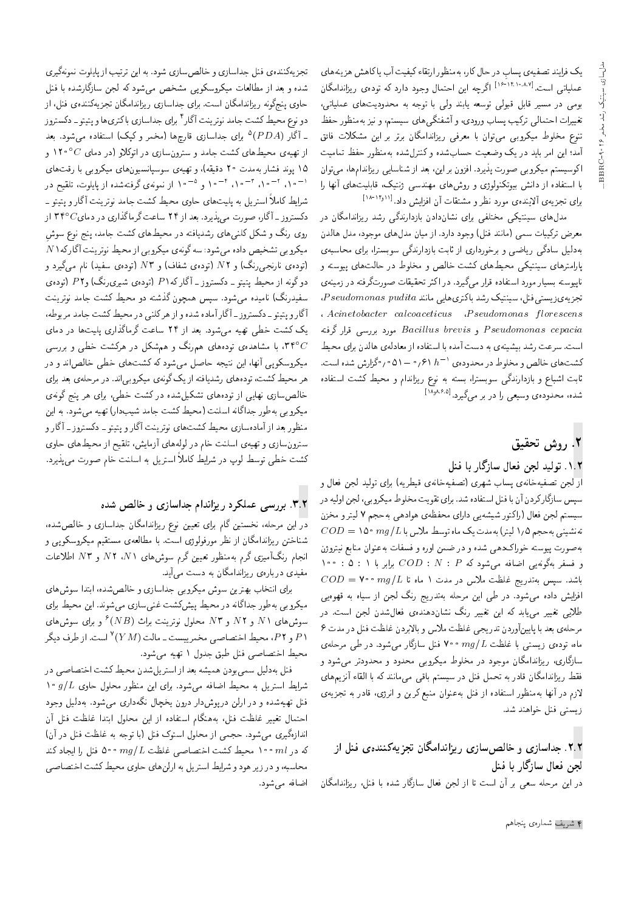یک فرایند تصفیه‌ی پساب در حال کار، به‌منظور ارتقاء کیفیت آب یا کاهش هزینه‌های عملیاتی است.[۱۶-۱۴،۱۰-۸،۷] اگرچه این احتمال وجود دارد که توده‌ی ریزاندامگان بومی در مسیر قابل قبولی توسعه یابند ولی با توجه به محدودیت‌های عملیاتی، تغییرات احتمالی ترکیب پساب ورودی، و آشفتگی‌های سیستم، و نیز به‌منظور حفظ تنوع مخلوط میکروبی می‌توان با معرفی ریزاندامگان برتر بر این مشکلات فائق آمد؛ این امر باید در یک وضعیت حساب‌شده و کنترل‌شده به‌منظور حفظ تمامیت اکوسیستم میکروبی صورت پذیرد. افزون بر این، بعد از شناسایی ریزاندام‌ها، می‌توان با استفاده از دانش بیوتکنولوژی و روش‌های مهندسی ژنتیک، قابلیت‌های آنها را برای تجزیه‌ی آلاینده‌ی مورد نظر و مشتقات آن افزایش داد.[۱۱و۱۲-۱۸]

مدل‌های سینتیکی مختلفی برای نشان‌دادن بازدارندگی رشد ریزاندامگان در معرض ترکیبات سمی (مانند فنل) وجود دارد. از میان مدل‌های موجود، مدل هالدن به‌دلیل سادگی ریاضی و برخورداری از ثابت بازدارندگی سوبسترا، برای محاسبه‌ی پارامترهای سینتیکی محیط‌های کشت خالص و مخلوط در حالت‌های پیوسته و ناپیوسته بسیار مورد استفاده قرار می‌گیرد. در اکثر تحقیقات صورت‌گرفته در زمینه‌ی تجزیه‌ی زیستی فنل، سینتیک رشد باکتری‌هایی مانند *Pseudomonas pudita*، *Pseudomonas florescens*، *Acinetobacter calcoaceticus*، *Pseudomonas cepacia* و *Bacillus brevis* مورد بررسی قرار گرفته است. سرعت رشد بیشینه‌ی به دست آمده با استفاده از معادله‌ی هالدن برای محیط کشت‌های خالص و مخلوط در محدوده‌ی $h^{-1}$ ۰٫۶۱ – ۰٫۰۵۱ گزارش شده است. ثابت اشباع و بازدارندگی سوبسترا، بسته به نوع ریزاندام و محیط کشت استفاده شده، محدوده‌ی وسیعی را در بر می‌گیرد.[۵،۶،۸و۱۸]

## ۲. روش تحقیق

### ۱.۲. تولید لجن فعال سازگار با فنل

از لجن تصفیه‌خانه‌ی پساب شهری (تصفیه‌خانه‌ی قیطریه) برای تولید لجن فعال و سپس سازگارکردن آن با فنل استفاده شد. برای تقویت مخلوط میکروبی، لجن اولیه در سیستم لجن فعال (راکتور شیشه‌یی دارای محفظه‌ی هوادهی به‌حجم ۷ لیتر و مخزن ته‌نشینی به‌حجم ۱٫۵ لیتر) به‌مدت یک ماه توسط ملاس با $COD = 150\ mg/L$ به‌صورت پیوسته خوراک‌دهی شده و در ضمن اوره و فسفات به‌عنوان منابع نیتروژن و فسفر به‌گونه‌یی اضافه می‌شود که $COD : N : P$ برابر با ۱ : ۵ : ۱۰۰ باشد. سپس به‌تدریج غلظت ملاس در مدت ۱ ماه تا $COD = 700\ mg/L$ افزایش داده می‌شود. در طی این مرحله به‌تدریج رنگ لجن از سیاه به قهوه‌یی طلایی تغییر می‌یابد که این تغییر رنگ نشان‌دهنده‌ی فعال‌شدن لجن است. در مرحله‌ی بعد با پایین‌آوردن تدریجی غلظت ملاس و بالابردن غلظت فنل در مدت ۶ ماه، توده‌ی زیستی با غلظت $700\ mg/L$ فنل سازگار می‌شود. در طی مرحله‌ی سازگاری، ریزاندامگان موجود در مخلوط میکروبی محدود و محدودتر می‌شود و فقط ریزاندامگان قادر به تحمل فنل در سیستم باقی می‌مانند که با القاء آنزیم‌های لازم در آنها به‌منظور استفاده از فنل به‌عنوان منبع کربن و انرژی، قادر به تجزیه‌ی زیستی فنل خواهند شد.

### ۲.۲. جداسازی و خالص‌سازی ریزاندامگان تجزیه‌کننده‌ی فنل از لجن فعال سازگار با فنل

در این مرحله سعی بر آن است تا از لجن فعال سازگار شده با فنل، ریزاندامگان تجزیه‌کننده‌ی فنل جداسازی و خالص‌سازی شود. به این ترتیب از پایلوت نمونه‌گیری شده و بعد از مطالعات میکروسکوپی مشخص می‌شود که لجن سازگارشده با فنل حاوی پنج‌گونه ریزاندامگان تجزیه‌کننده‌ی فنل است. برای جداسازی ریزاندامگان تجزیه‌کننده‌ی فنل، از دو نوع محیط کشت جامد نوترینت آگار[۴] برای جداسازی باکتری‌ها و پپتون ـ دکستروز ـ آگار $(PDA)$[۵] برای جداسازی قارچ‌ها (مخمر و کپک) استفاده می‌شود. بعد از تهیه‌ی محیط‌های کشت جامد و سترون‌سازی در اتوکلاو (در دمای $120°C$ و ۱۵ پوند فشار به‌مدت ۲۰ دقیقه)، و تهیه‌ی سوسپانسیون‌های میکروبی با رقت‌های $10^{-1}$، $10^{-2}$، $10^{-3}$، $10^{-4}$ و $10^{-5}$ از نمونه‌ی گرفته‌شده از پایلوت، تلقیح در شرایط کاملاً استریل به پلیت‌های حاوی محیط کشت جامد نوترینت آگار و پپتون ـ دکستروز ـ آگار، صورت می‌پذیرد. بعد از ۲۴ ساعت گرماگذاری در دمای $34°C$ از روی رنگ و شکل کلنی‌های رشدیافته در محیط‌های کشت جامد، پنج نوع سوش میکروبی تشخیص داده می‌شود: سه گونه‌ی میکروبی از محیط نوترینت آگار که $N1$ (توده‌ی نارنجی‌رنگ) و $N2$ (توده‌ی شفاف) و $N3$ (توده‌ی سفید) نام می‌گیرد و دو گونه از محیط پپتون ـ دکستروز ـ آگار که $P1$ (توده‌ی شیری‌رنگ) و $P2$ (توده‌ی سفیدرنگ) نامیده می‌شود. سپس همچون گذشته دو محیط کشت جامد نوترینت آگار و پپتون ـ دکستروز ـ آگار آماده شده و از هر کلنی در محیط کشت جامد مربوطه، یک کشت خطی تهیه می‌شود. بعد از ۲۴ ساعت گرماگذاری پلیت‌ها در دمای $34°C$، با مشاهده‌ی توده‌های هم‌رنگ و هم‌شکل در هرکشت خطی و بررسی میکروسکوپی آنها، این نتیجه حاصل می‌شود که کشت‌های خطی خالص‌اند و در هر محیط کشت، توده‌های رشدیافته از یک گونه‌ی میکروبی‌اند. در مرحله‌ی بعد برای خالص‌سازی نهایی از توده‌های تشکیل‌شده در کشت خطی، برای هر پنج گونه‌ی میکروبی به‌طور جداگانه اسلنت (محیط کشت جامد شیب‌دار) تهیه می‌شود. به این منظور بعد از آماده‌سازی محیط کشت‌های نوترینت آگار و پپتون ـ دکستروز ـ آگار و سترون‌سازی و تهیه‌ی اسلنت خام در لوله‌های آزمایش، تلقیح از محیط‌های حاوی کشت خطی توسط لوپ در شرایط کاملاً استریل به اسلنت خام صورت می‌پذیرد.

### ۳.۲. بررسی عملکرد ریزاندام جداسازی و خالص شده

در این مرحله، نخستین گام برای تعیین نوع ریزاندامگان جداسازی و خالص‌شده، شناختن ریزاندامگان از نظر مورفولوژی است. با مطالعه‌ی مستقیم میکروسکوپی و انجام رنگ‌آمیزی گرم به‌منظور تعیین گرم سوش‌های $N1$، $N2$ و $N3$ اطلاعات مفیدی درباره‌ی ریزاندامگان به دست می‌آید.

برای انتخاب بهترین سوش میکروبی جداسازی و خالص‌شده، ابتدا سوش‌های میکروبی به‌طور جداگانه در محیط پیش‌کشت غنی‌سازی می‌شوند. این محیط برای سوش‌های $N1$ و $N2$ و $N3$ محلول نوترینت براث $(NB)$[۶] و برای سوش‌های $P1$ و $P2$، محیط اختصاصی مخمرییست ـ مالت $(YM)$[۷] است. از طرف دیگر محیط اختصاصی فنل طبق جدول ۱ تهیه می‌شود.

فنل به‌دلیل سمی‌بودن همیشه بعد از استریل‌شدن محیط کشت اختصاصی در شرایط استریل به محیط اضافه می‌شود. برای این منظور محلول حاوی $10\ g/L$ فنل تهیه‌شده و در ارلن درپوش‌دار درون یخچال نگه‌داری می‌شود. به‌دلیل وجود احتمال تغییر غلظت فنل، به‌هنگام استفاده از این محلول ابتدا غلظت فنل آن اندازه‌گیری می‌شود. حجمی از محلول استوک فنل (با توجه به غلظت فنل در آن) که در $100\ ml$ محیط کشت اختصاصی غلظت $500\ mg/L$ فنل را ایجاد کند محاسبه، و در زیر هود و شرایط استریل به ارلن‌های حاوی محیط کشت اختصاصی اضافه می‌شود.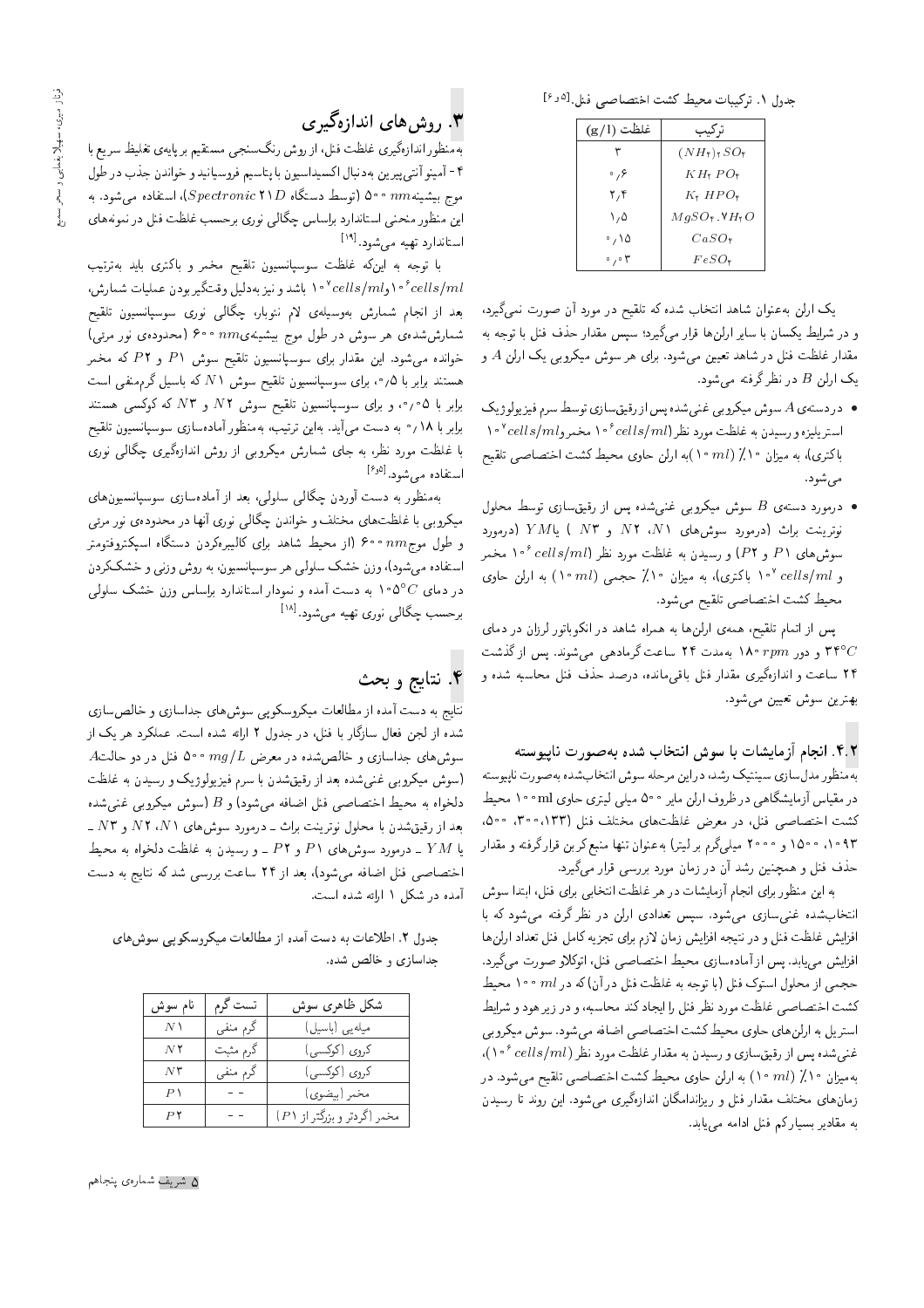جدول ۱. ترکیبات محیط کشت اختصاصی فنل.[۵و۶]

| ترکیب | غلظت (g/l) |
| --- | --- |
| $(NH_4)_2SO_4$ | ۳ |
| $KH_2PO_4$ | ۰٫۶ |
| $K_2HPO_4$ | ۲٫۴ |
| $MgSO_4.7H_2O$ | ۱٫۵ |
| $CaSO_4$ | ۰٫۱۵ |
| $FeSO_4$ | ۰٫۰۳ |

یک ارلن به‌عنوان شاهد انتخاب شده که تلقیح در مورد آن صورت نمی‌گیرد، و در شرایط یکسان با سایر ارلن‌ها قرار می‌گیرد؛ سپس مقدار حذف فنل با توجه به مقدار غلظت فنل در شاهد تعیین می‌شود. برای هر سوش میکروبی یک ارلن $A$ و یک ارلن $B$ در نظر گرفته می‌شود.

- در دسته‌ی $A$ سوش میکروبی غنی‌شده پس از رقیق‌سازی توسط سرم فیزیولوژیک استریلیزه و رسیدن به غلظت مورد نظر ($10^6 cells/ml$ مخمر و $10^7 cells/ml$ باکتری)، به میزان ۱۰٪ ($10 ml$) به ارلن حاوی محیط کشت اختصاصی تلقیح می‌شود.
- درمورد دسته‌ی $B$ سوش میکروبی غنی‌شده پس از رقیق‌سازی توسط محلول نوترینت براث (درمورد سوش‌های $N1$، $N2$ و $N3$) یا $YM$ (درمورد سوش‌های $P1$ و $P2$) و رسیدن به غلظت مورد نظر ($10^6 cells/ml$ مخمر و $10^7 cells/ml$ باکتری)، به میزان ۱۰٪ حجمی ($10 ml$) به ارلن حاوی محیط کشت اختصاصی تلقیح می‌شود.

پس از اتمام تلقیح، همه‌ی ارلن‌ها به همراه شاهد در انکوباتور لرزان در دمای $34°C$ و دور $180 rpm$ به‌مدت ۲۴ ساعت گرماده‌ی می‌شوند. پس از گذشت ۲۴ ساعت و اندازه‌گیری مقدار فنل باقی‌مانده، درصد حذف فنل محاسبه شده و بهترین سوش تعیین می‌شود.

### ۲.۴. انجام آزمایشات با سوش انتخاب شده به‌صورت ناپیوسته

به‌منظور مدل‌سازی سینتیک رشد، در این مرحله سوش انتخاب‌شده به‌صورت ناپیوسته در مقیاس آزمایشگاهی در ظروف ارلن مایر ۵۰۰ میلی لیتری حاوی ۱۰۰ml محیط کشت اختصاصی فنل، در معرض غلظت‌های مختلف فنل (۱۳۳، ۳۰۰، ۵۰۰، ۱۰۹۳، ۱۵۰۰ و ۲۰۰۰ میلی‌گرم بر لیتر) به‌عنوان تنها منبع کربن قرارگرفته و مقدار حذف فنل و همچنین رشد آن در زمان مورد بررسی قرار می‌گیرد.

به این منظور برای انجام آزمایشات در هر غلظت انتخابی برای فنل، ابتدا سوش انتخاب‌شده غنی‌سازی می‌شود. سپس تعدادی ارلن در نظر گرفته می‌شود که با افزایش غلظت فنل و در نتیجه افزایش زمان لازم برای تجزیه کامل فنل تعداد ارلن‌ها افزایش می‌یابد. پس از آماده‌سازی محیط اختصاصی فنل، اتوکلاو صورت می‌گیرد. حجمی از محلول استوک فنل (با توجه به غلظت فنل در آن) که در $100 ml$ محیط کشت اختصاصی غلظت مورد نظر فنل را ایجاد کند محاسبه، و در زیر هود و شرایط استریل به ارلن‌های حاوی محیط کشت اختصاصی اضافه می‌شود. سوش میکروبی غنی‌شده پس از رقیق‌سازی و رسیدن به مقدار غلظت مورد نظر ($10^6 cells/ml$)، به میزان ۱۰٪ ($10 ml$) به ارلن حاوی محیط کشت اختصاصی تلقیح می‌شود. در زمان‌های مختلف مقدار فنل و ریزاندامگان اندازه‌گیری می‌شود. این روند تا رسیدن به مقادیر بسیارکم فنل ادامه می‌یابد.

## ۳. روش‌های اندازه‌گیری

به‌منظوراندازه‌گیری غلظت فنل، از روش رنگ‌سنجی مستقیم بر پایه‌ی تغلیظ سریع با ۴ - آمینو آنتی‌پیرین به‌دنبال اکسیداسیون با پتاسیم فروسیانید و خواندن جذب در طول موج بیشینه $500 nm$ (توسط دستگاه $Spectronic\ 21D$)، استفاده می‌شود. به این منظور منحنی استاندارد براساس چگالی نوری برحسب غلظت فنل در نمونه‌های استاندارد تهیه می‌شود.[۱۹]

با توجه به این‌که غلظت سوسپانسیون تلقیح مخمر و باکتری باید به‌ترتیب $10^6 cells/ml$ و $10^7 cells/ml$ باشد و نیز به‌دلیل وقت‌گیر بودن عملیات شمارش، بعد از انجام شمارش به‌وسیله‌ی لام نئوبار، چگالی نوری سوسپانسیون تلقیح شمارش‌شده‌ی هر سوش در طول موج بیشینه‌ی $600 nm$ (محدوده‌ی نور مرئی) خوانده می‌شود. این مقدار برای سوسپانسیون تلقیح سوش $P1$ و $P2$ که مخمر هستند برابر با ۰٫۵، برای سوسپانسیون تلقیح سوش $N1$ که باسیل گرم‌منفی است برابر با ۰٫۰۵، و برای سوسپانسیون تلقیح سوش $N2$ و $N3$ که کوکسی هستند برابر با ۰٫۱۸ به دست می‌آید. بدین ترتیب، به‌منظور آماده‌سازی سوسپانسیون تلقیح با غلظت مورد نظر، به جای شمارش میکروبی از روش اندازه‌گیری چگالی نوری استفاده می‌شود.[۵و۶]

به‌منظور به دست آوردن چگالی سلولی، بعد از آماده‌سازی سوسپانسیون‌های میکروبی با غلظت‌های مختلف و خواندن چگالی نوری آنها در محدوده‌ی نور مرئی و طول موج $600 nm$ (از محیط شاهد برای کالیبره‌کردن دستگاه اسپکتروفتومتر استفاده می‌شود)، وزن خشک سلولی هر سوسپانسیون، به روش وزنی و خشک‌کردن در دمای $105°C$ به دست آمده و نمودار استاندارد براساس وزن خشک سلولی برحسب چگالی نوری تهیه می‌شود.[۱۸]

## ۴. نتایج و بحث

نتایج به دست آمده از مطالعات میکروسکوپی سوش‌های جداسازی و خالص‌سازی شده از لجن فعال سازگار با فنل، در جدول ۲ ارائه شده است. عملکرد هر یک از سوش‌های جداسازی و خالص‌شده در معرض $500 mg/L$ فنل در دو حالت $A$ (سوش میکروبی غنی‌شده بعد از رقیق‌شدن با سرم فیزیولوژیک و رسیدن به غلظت دلخواه به محیط اختصاصی فنل اضافه می‌شود) و $B$ (سوش میکروبی غنی‌شده بعد از رقیق‌شدن با محلول نوترینت براث ـ درمورد سوش‌های $N1$، $N2$ و $N3$ ـ یا $YM$ ـ درمورد سوش‌های $P1$ و $P2$ ـ و رسیدن به غلظت دلخواه به محیط اختصاصی فنل اضافه می‌شود)، بعد از ۲۴ ساعت بررسی شد که نتایج به دست آمده در شکل ۱ ارائه شده است.

جدول ۲. اطلاعات به دست آمده از مطالعات میکروسکوپی سوش‌های جداسازی و خالص شده.

| نام سوش | تست گرم | شکل ظاهری سوش |
| --- | --- | --- |
| $N1$ | گرم منفی | میله‌یی (باسیل) |
| $N2$ | گرم مثبت | کروی (کوکسی) |
| $N3$ | گرم منفی | کروی (کوکسی) |
| $P1$ | - - | مخمر (بیضوی) |
| $P2$ | - - | مخمر (گردتر و بزرگ‌تر از $P1$) |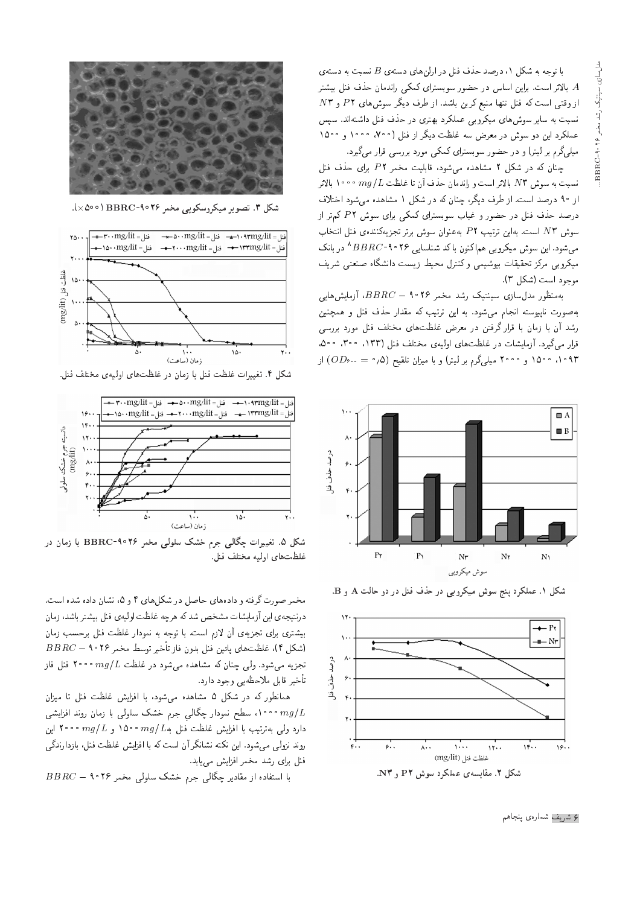با توجه به شکل ۱، درصد حذف فنل در ارلن‌های دسته‌ی $B$ نسبت به دسته‌ی $A$ بالاتر است. براین اساس در حضور سوبسترای کمکی راندمان حذف فنل بیشتر از وقتی است که فنل تنها منبع کربن باشد. از طرف دیگر سوش‌های $P2$ و $N3$ نسبت به سایر سوش‌های میکروبی عملکرد بهتری در حذف فنل داشته‌اند. سپس عملکرد این دو سوش در معرض سه غلظت دیگر از فنل (۷۰۰، ۱۰۰۰ و ۱۵۰۰ میلی‌گرم بر لیتر) و در حضور سوبسترای کمکی مورد بررسی قرار می‌گیرد.

چنان که در شکل ۲ مشاهده می‌شود، قابلیت مخمر $P2$ برای حذف فنل نسبت به سوش $N3$ بالاتر است و راندمان حذف آن تا غلظت $mg/L$ ۱۰۰۰ بالاتر از ۹۰ درصد است. از طرف دیگر، چنان که در شکل ۱ مشاهده می‌شود اختلاف درصد حذف فنل در حضور و غیاب سوبسترای کمکی برای سوش $P2$ کم‌تر از سوش $N3$ است. بدین ترتیب $P2$ به‌عنوان سوش برتر تجزیه‌کننده‌ی فنل انتخاب می‌شود. این سوش میکروبی هم‌اکنون با کد شناسایی $BBRC$-۹۰۲۶[8] در بانک میکروبی مرکز تحقیقات بیوشیمی و کنترل محیط زیست دانشگاه صنعتی شریف موجود است (شکل ۳).

به‌منظور مدل‌سازی سینتیک رشد مخمر $BBRC$ – ۹۰۲۶، آزمایش‌هایی به‌صورت ناپیوسته انجام می‌شود. به این ترتیب که مقدار حذف فنل و همچنین رشد آن با زمان با قرار گرفتن در معرض غلظت‌های مختلف فنل مورد بررسی قرار می‌گیرد. آزمایشات در غلظت‌های اولیه‌ی مختلف فنل (۱۳۳، ۳۰۰، ۵۰۰، ۱۰۹۳، ۱۵۰۰ و ۲۰۰۰ میلی‌گرم بر لیتر) و با میزان تلقیح ($OD_{600}$ = ۰٫۵) از

شکل ۱. عملکرد پنج سوش میکروبی در حذف فنل در دو حالت A و B.

شکل ۲. مقایسه‌ی عملکرد سوش P۲ و N۳.

شکل ۳. تصویر میکروسکوپی مخمر BBRC-۹۰۲۶ (۵۰۰×).

شکل ۴. تغییرات غلظت فنل با زمان در غلظت‌های اولیه‌ی مختلف فنل.

شکل ۵. تغییرات چگالی جرم خشک سلولی مخمر BBRC-۹۰۲۶ با زمان در غلظت‌های اولیه مختلف فنل.

مخمر صورت گرفته و داده‌های حاصل در شکل‌های ۴ و ۵، نشان داده شده است. درنتیجه‌ی این آزمایشات مشخص شد که هرچه غلظت اولیه‌ی فنل بیشتر باشد، زمان بیشتری برای تجزیه‌ی آن لازم است. با توجه به نمودار غلظت فنل برحسب زمان (شکل ۴)، غلظت‌های پائین فنل بدون فاز تأخیر توسط مخمر $BBRC$ – ۹۰۲۶ تجزیه می‌شود. ولی چنان که مشاهده می‌شود در غلظت $mg/L$ ۲۰۰۰ فنل فاز تأخیر قابل ملاحظه‌یی وجود دارد.

همانطور که در شکل ۵ مشاهده می‌شود، با افزایش غلظت فنل تا میزان $mg/L$ ۱۰۰۰، سطح نمودار چگالی جرم خشک سلولی با زمان روند افزایشی دارد ولی به‌ترتیب با افزایش غلظت فنل به $mg/L$ ۱۵۰۰ و $mg/L$ ۲۰۰۰ این روند نزولی می‌شود. این نکته نشانگر آن است که با افزایش غلظت فنل، بازدارندگی فنل برای رشد مخمر افزایش می‌یابد.

با استفاده از مقادیر چگالی جرم خشک سلولی مخمر $BBRC$ – ۹۰۲۶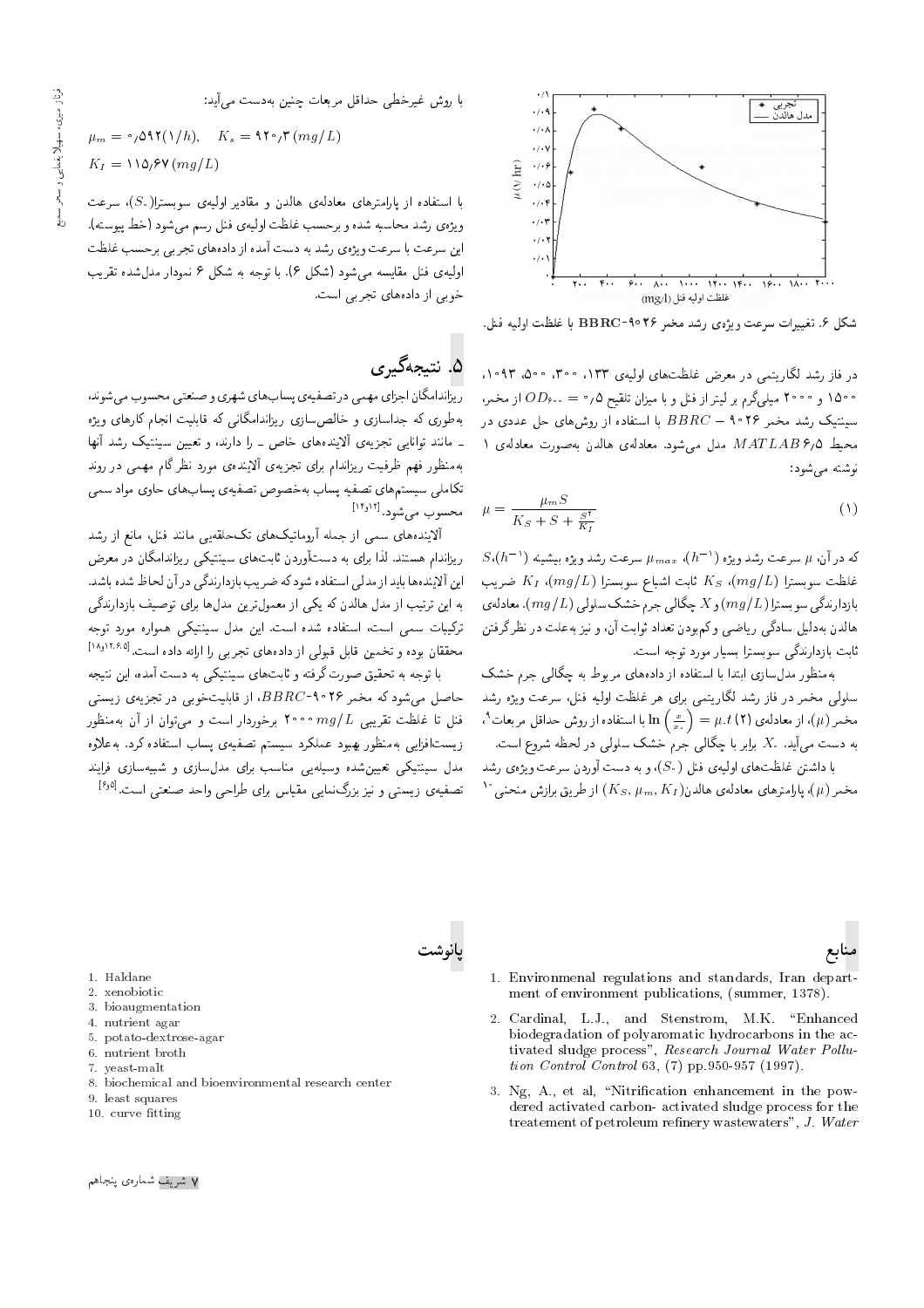شکل ۶. تغییرات سرعت ویژه‌ی رشد مخمر BBRC-۹۰۲۶ با غلظت اولیه فنل.

در فاز رشد لگاریتمی در معرض غلظت‌های اولیه‌ی ۱۳۳، ۳۰۰، ۵۰۰، ۱۰۹۳، ۱۵۰۰ و ۲۰۰۰ میلی‌گرم بر لیتر از فنل و با میزان تلقیح ۵٪ = $OD_{600}$ از مخمر، سینتیک رشد مخمر $BBRC-9026$ با استفاده از روش‌های حل عددی در محیط $MATLAB\ 6/5$ مدل می‌شود. معادله‌ی هالدن به‌صورت معادله‌ی ۱ نوشته می‌شود:

$$\mu = \frac{\mu_m S}{K_S + S + \frac{S^2}{K_I}} \tag{1}$$

که در آن، $\mu$ سرعت رشد ویژه ($h^{-1}$)، $\mu_{max}$ سرعت رشد ویژه بیشینه ($h^{-1}$)، $S$ غلظت سوبسترا ($mg/L$)، $K_S$ ثابت اشباع سوبسترا ($mg/L$)، $K_I$ ضریب بازدارندگی سوبسترا ($mg/L$) و $X$ چگالی جرم خشک سلولی ($mg/L$). معادله‌ی هالدن به‌دلیل سادگی ریاضی و کم‌بودن تعداد ثوابت آن، و نیز به‌علت در نظرگرفتن ثابت بازدارندگی سوبسترا بسیار مورد توجه است.

به‌منظور مدل‌سازی ابتدا با استفاده از داده‌های مربوط به چگالی جرم خشک سلولی مخمر در فاز رشد لگاریتمی برای هر غلظت اولیه فنل، سرعت ویژه رشد مخمر ($\mu$)، از معادله‌ی (۲) $\ln\left(\frac{x}{x_0}\right) = \mu.t$ با استفاده از روش حداقل مربعات[9]، به دست می‌آید. $X_0$ برابر با چگالی جرم خشک سلولی در لحظه شروع است.

با داشتن غلظت‌های اولیه‌ی فنل ($S_0$)، و به دست آوردن سرعت ویژه‌ی رشد مخمر ($\mu$)، پارامترهای معادله‌ی هالدن($K_S, \mu_m, K_I$) از طریق برازش منحنی[10] با روش غیرخطی حداقل مربعات چنین به‌دست می‌آید:

$$\mu_m = 0/592 (1/h), \quad K_s = 920/3 \ (mg/L)$$
$$K_I = 115/67 \ (mg/L)$$

با استفاده از پارامترهای معادله‌ی هالدن و مقادیر اولیه‌ی سوبسترا($S_0$)، سرعت ویژه‌ی رشد محاسبه شده و برحسب غلظت اولیه‌ی فنل رسم می‌شود (خط پیوسته). این سرعت با سرعت ویژه‌ی رشد به دست آمده از داده‌های تجربی برحسب غلظت اولیه‌ی فنل مقایسه می‌شود (شکل ۶). با توجه به شکل ۶ نمودار مدل‌شده تقریب خوبی از داده‌های تجربی است.

## ۵. نتیجه‌گیری

ریزاندامگان اجزای مهمی در تصفیه‌ی پساب‌های شهری و صنعتی محسوب می‌شوند، به‌طوری که جداسازی و خالص‌سازی ریزاندامگانی که قابلیت انجام کارهای ویژه ـ مانند توانایی تجزیه‌ی آلاینده‌های خاص ـ را دارند، و تعیین سینتیک رشد آنها به‌منظور فهم ظرفیت ریزاندام برای تجزیه‌ی آلاینده‌ی مورد نظر گام مهمی در روند تکاملی سیستم‌های تصفیه پساب به‌خصوص تصفیه‌ی پساب‌های حاوی مواد سمی محسوب می‌شود.[12,14]

آلاینده‌های سمی از جمله آروماتیک‌های تک‌حلقه‌یی مانند فنل، مانع از رشد ریزاندام هستند. لذا برای به دست‌آوردن ثابت‌های سینتیکی ریزاندامگان در معرض این آلاینده‌ها باید از مدلی استفاده شود که ضریب بازدارندگی در آن لحاظ شده باشد. به این ترتیب از مدل هالدن که یکی از معمول‌ترین مدل‌ها برای توصیف بازدارندگی ترکیبات سمی است، استفاده شده است. این مدل سینتیکی همواره مورد توجه محققان بوده و تخمین قابل قبولی از داده‌های تجربی را ارائه داده است.[5,6,12,18]

با توجه به تحقیق صورت گرفته و ثابت‌های سینتیکی به دست آمده، این نتیجه حاصل می‌شود که مخمر $BBRC-9026$، از قابلیت‌خوبی در تجزیه‌ی زیستی فنل تا غلظت تقریبی $2000\ mg/L$ برخوردار است و می‌توان از آن به‌منظور زیست‌افزایی به‌منظور بهبود عملکرد سیستم تصفیه‌ی پساب استفاده کرد. به‌علاوه مدل سینتیکی تعیین‌شده وسیله‌یی مناسب برای مدل‌سازی و شبیه‌سازی فرایند تصفیه‌ی زیستی و نیز بزرگ‌نمایی مقیاس برای طراحی واحد صنعتی است.[5,6]

## منابع

1. Environmenal regulations and standards, Iran department of environment publications, (summer, 1378).
2. Cardinal, L.J., and Stenstrom, M.K. "Enhanced biodegradation of polyaromatic hydrocarbons in the activated sludge process", *Research Journal Water Pollution Control Control* 63, (7) pp.950-957 (1997).
3. Ng, A., et al, "Nitrification enhancement in the powdered activated carbon- activated sludge process for the treatement of petroleum refinery wastewaters", *J. Water*

## پانوشت

1. Haldane
2. xenobiotic
3. bioaugmentation
4. nutrient agar
5. potato-dextrose-agar
6. nutrient broth
7. yeast-malt
8. biochemical and bioenvironmental research center
9. least squares
10. curve fitting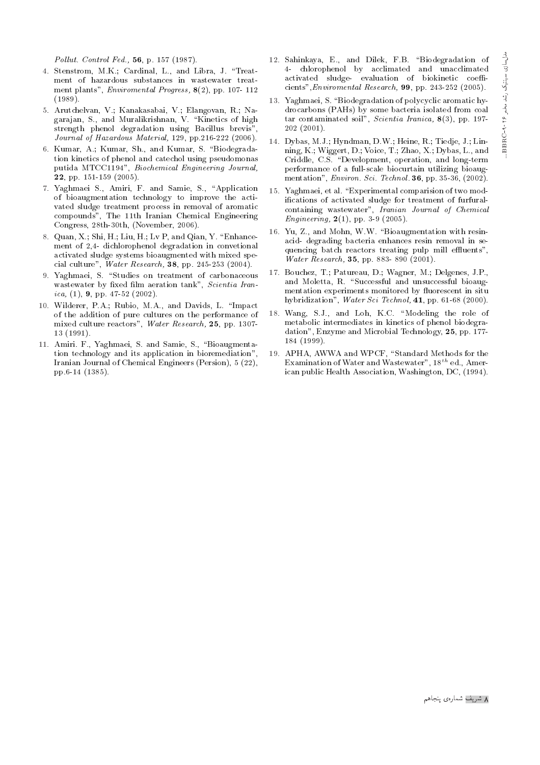*Pollut. Control Fed.*, **56**, p. 157 (1987).

4. Stenstrom, M.K.; Cardinal, L., and Libra, J. "Treatment of hazardous substances in wastewater treatment plants", *Enviromental Progress*, **8**(2), pp. 107- 112 (1989).

5. Arutchelvan, V.; Kanakasabai, V.; Elangovan, R.; Nagarajan, S., and Muralikrishnan, V. "Kinetics of high strength phenol degradation using Bacillus brevis", *Journal of Hazardous Material*, 129, pp.216-222 (2006).

6. Kumar, A.; Kumar, Sh., and Kumar, S. "Biodegradation kinetics of phenol and catechol using pseudomonas putida MTCC1194", *Biochemical Engineering Journal*, **22**, pp. 151-159 (2005).

7. Yaghmaei S., Amiri, F. and Samie, S., "Application of bioaugmentation technology to improve the activated sludge treatment process in removal of aromatic compounds", The 11th Iranian Chemical Engineering Congress, 28th-30th, (November, 2006).

8. Quan, X.; Shi, H.; Liu, H.; Lv P, and Qian, Y. "Enhancement of 2,4- dichlorophenol degradation in convetional activated sludge systems bioaugmented with mixed special culture", *Water Research*, **38**, pp. 245-253 (2004).

9. Yaghmaei, S. "Studies on treatment of carbonaceous wastewater by fixed film aeration tank", *Scientia Iranica*, (1), **9**, pp. 47-52 (2002).

10. Wilderer, P.A.; Rubio, M.A., and Davids, L. "Impact of the addition of pure cultures on the performance of mixed culture reactors", *Water Research*, **25**, pp. 1307-13 (1991).

11. Amiri. F., Yaghmaei, S. and Samie, S., "Bioaugmentation technology and its application in bioremediation", Iranian Journal of Chemical Engineers (Persion), 5 (22), pp.6-14 (1385).

12. Sahinkaya, E., and Dilek, F.B. "Biodegradation of 4- chlorophenol by acclimated and unacclimated activated sludge- evaluation of biokinetic coefficients",*Enviromental Research*, **99**, pp. 243-252 (2005).

13. Yaghmaei, S. "Biodegradation of polycyclic aromatic hydrocarbons (PAHs) by some bacteria isolated from coal tar contaminated soil", *Scientia Iranica*, **8**(3), pp. 197-202 (2001).

14. Dybas, M.J.; Hyndman, D.W.; Heine, R.; Tiedje, J.; Linning, K.; Wiggert, D.; Voice, T.; Zhao, X.; Dybas, L., and Criddle, C.S. "Development, operation, and long-term performance of a full-scale biocurtain utilizing bioaugmentation", *Environ. Sci. Technol.* **36**, pp. 35-36, (2002).

15. Yaghmaei, et al. "Experimental comparision of two modifications of activated sludge for treatment of furfural-containing wastewater", *Iranian Journal of Chemical Engineering*, **2**(1), pp. 3-9 (2005).

16. Yu, Z., and Mohn, W.W. "Bioaugmentation with resin-acid- degrading bacteria enhances resin removal in sequencing batch reactors treating pulp mill effluents", *Water Research*, **35**, pp. 883- 890 (2001).

17. Bouchez, T.; Patureau, D.; Wagner, M.; Delgenes, J.P., and Moletta, R. "Successful and unsuccessful bioaugmentation experiments monitored by fluorescent in situ hybridization", *Water Sci Technol*, **41**, pp. 61-68 (2000).

18. Wang, S.J., and Loh, K.C. "Modeling the role of metabolic intermediates in kinetics of phenol biodegradation", Enzyme and Microbial Technology, **25**, pp. 177-184 (1999).

19. APHA, AWWA and WPCF, "Standard Methods for the Examination of Water and Wastewater", $18^{th}$ ed., American public Health Association, Washington, DC, (1994).